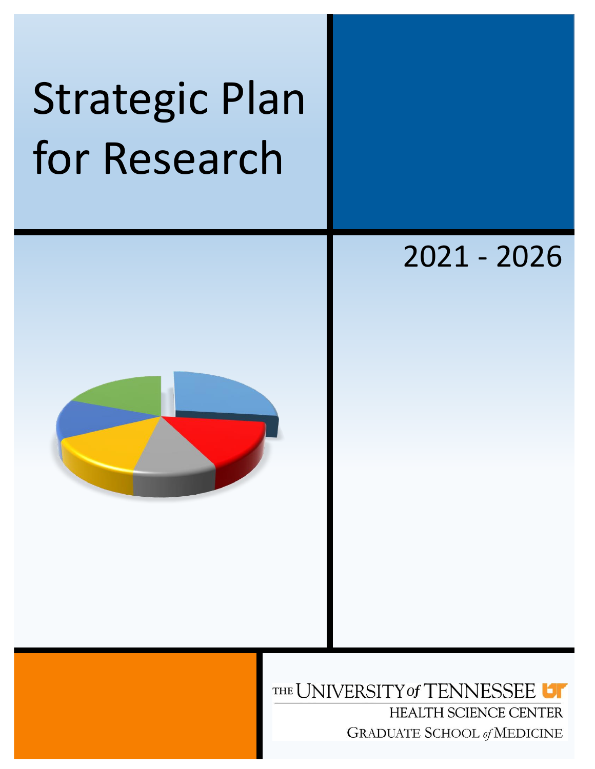# Strategic Plan for Research

2021 - 2026

THE UNIVERSITY of TENNESSEE

HEALTH SCIENCE CENTER

GRADUATE SCHOOL of MEDICINE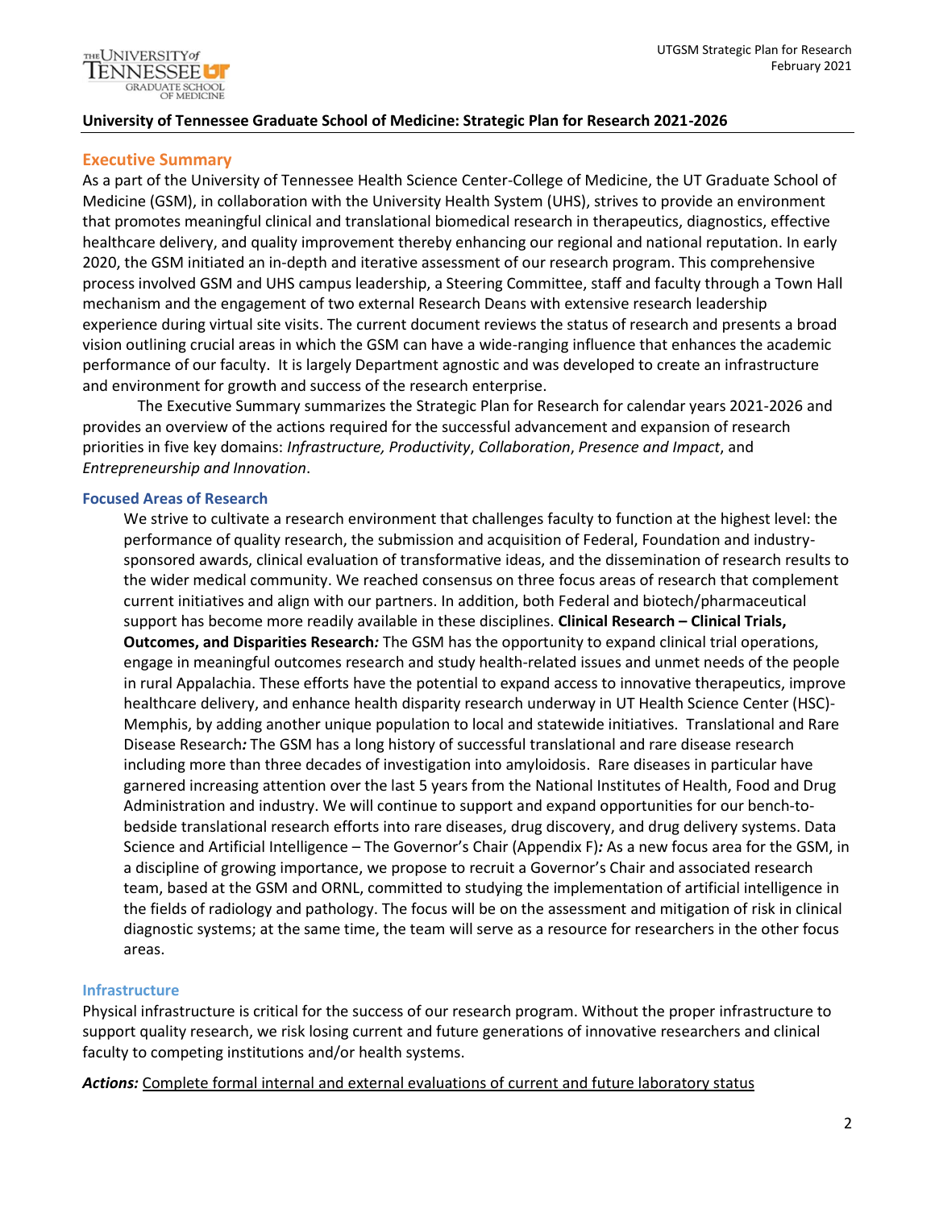**University of Tennessee Graduate School of Medicine: Strategic Plan for Research 2021-2026**

## Executive Summary

As a part of the University of Tennessee Health Science Center-College of Medicine, the UT Graduate School of Medicine (GSM), in collaboration with the University Health System (UHS), strives to provide an environment that promotes meaningful clinical and translational biomedical research in therapeutics, diagnostics, effective healthcare delivery, and quality improvement thereby enhancing our regional and national reputation. In early 2020, the GSM initiated an in-depth and iterative assessment of our research program. This comprehensive process involved GSM and UHS campus leadership, a Steering Committee, staff and faculty through a Town Hall mechanism and the engagement of two external Research Deans with extensive research leadership experience during virtual site visits. The current document reviews the status of research and presents a broad vision outlining crucial areas in which the GSM can have a wide-ranging influence that enhances the academic performance of our faculty. It is largely Department agnostic and was developed to create an infrastructure and environment for growth and success of the research enterprise.

The Executive Summary summarizes the Strategic Plan for Research for calendar years 2021-2026 and provides an overview of the actions required for the successful advancement and expansion of research priorities in five key domains: *Infrastructure, Productivity*, *Collaboration*, *Presence and Impact*, and *Entrepreneurship and Innovation*.

### Focused Areas of Research

We strive to cultivate a research environment that challenges faculty to function at the highest level: the performance of quality research, the submission and acquisition of Federal, Foundation and industry-sponsored awards, clinical evaluation of transformative ideas, and the dissemination of research results to the wider medical community. We reached consensus on three focus areas of research that complement current initiatives and align with our partners. In addition, both Federal and biotech/pharmaceutical support has become more readily available in these disciplines. **Clinical Research – Clinical Trials, Outcomes, and Disparities Research*:*** The GSM has the opportunity to expand clinical trial operations, engage in meaningful outcomes research and study health-related issues and unmet needs of the people in rural Appalachia. These efforts have the potential to expand access to innovative therapeutics, improve healthcare delivery, and enhance health disparity research underway in UT Health Science Center (HSC)-Memphis, by adding another unique population to local and statewide initiatives. Translational and Rare Disease Research*:* The GSM has a long history of successful translational and rare disease research including more than three decades of investigation into amyloidosis. Rare diseases in particular have garnered increasing attention over the last 5 years from the National Institutes of Health, Food and Drug Administration and industry. We will continue to support and expand opportunities for our bench-to-bedside translational research efforts into rare diseases, drug discovery, and drug delivery systems. Data Science and Artificial Intelligence – The Governor's Chair (Appendix F)*:* As a new focus area for the GSM, in a discipline of growing importance, we propose to recruit a Governor's Chair and associated research team, based at the GSM and ORNL, committed to studying the implementation of artificial intelligence in the fields of radiology and pathology. The focus will be on the assessment and mitigation of risk in clinical diagnostic systems; at the same time, the team will serve as a resource for researchers in the other focus areas.

### Infrastructure

Physical infrastructure is critical for the success of our research program. Without the proper infrastructure to support quality research, we risk losing current and future generations of innovative researchers and clinical faculty to competing institutions and/or health systems.

***Actions:*** <u>Complete formal internal and external evaluations of current and future laboratory status</u>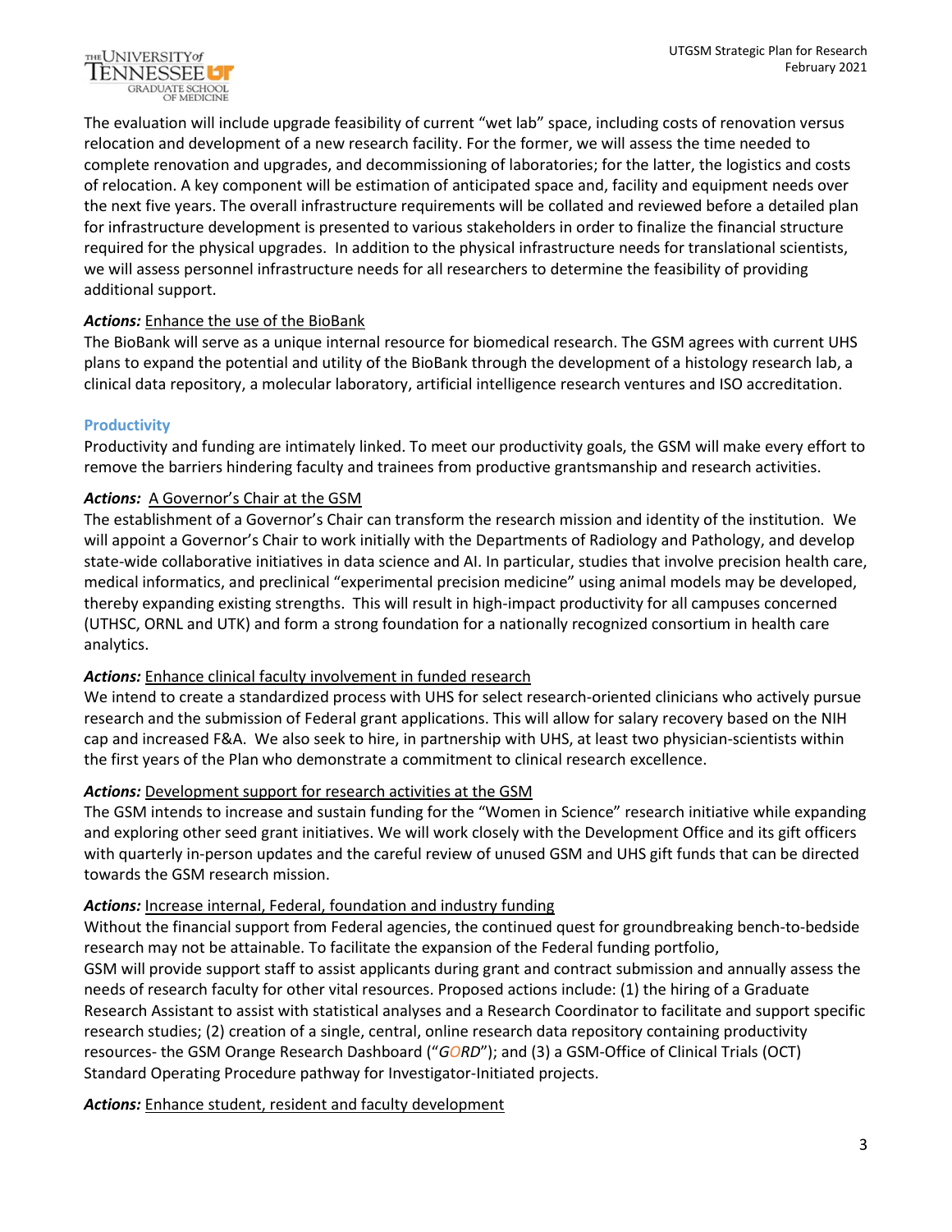The evaluation will include upgrade feasibility of current "wet lab" space, including costs of renovation versus relocation and development of a new research facility. For the former, we will assess the time needed to complete renovation and upgrades, and decommissioning of laboratories; for the latter, the logistics and costs of relocation. A key component will be estimation of anticipated space and, facility and equipment needs over the next five years. The overall infrastructure requirements will be collated and reviewed before a detailed plan for infrastructure development is presented to various stakeholders in order to finalize the financial structure required for the physical upgrades. In addition to the physical infrastructure needs for translational scientists, we will assess personnel infrastructure needs for all researchers to determine the feasibility of providing additional support.

***Actions:*** Enhance the use of the BioBank

The BioBank will serve as a unique internal resource for biomedical research. The GSM agrees with current UHS plans to expand the potential and utility of the BioBank through the development of a histology research lab, a clinical data repository, a molecular laboratory, artificial intelligence research ventures and ISO accreditation.

### Productivity

Productivity and funding are intimately linked. To meet our productivity goals, the GSM will make every effort to remove the barriers hindering faculty and trainees from productive grantsmanship and research activities.

***Actions:*** A Governor's Chair at the GSM

The establishment of a Governor's Chair can transform the research mission and identity of the institution. We will appoint a Governor's Chair to work initially with the Departments of Radiology and Pathology, and develop state-wide collaborative initiatives in data science and AI. In particular, studies that involve precision health care, medical informatics, and preclinical "experimental precision medicine" using animal models may be developed, thereby expanding existing strengths. This will result in high-impact productivity for all campuses concerned (UTHSC, ORNL and UTK) and form a strong foundation for a nationally recognized consortium in health care analytics.

***Actions:*** Enhance clinical faculty involvement in funded research

We intend to create a standardized process with UHS for select research-oriented clinicians who actively pursue research and the submission of Federal grant applications. This will allow for salary recovery based on the NIH cap and increased F&A. We also seek to hire, in partnership with UHS, at least two physician-scientists within the first years of the Plan who demonstrate a commitment to clinical research excellence.

***Actions:*** Development support for research activities at the GSM

The GSM intends to increase and sustain funding for the "Women in Science" research initiative while expanding and exploring other seed grant initiatives. We will work closely with the Development Office and its gift officers with quarterly in-person updates and the careful review of unused GSM and UHS gift funds that can be directed towards the GSM research mission.

***Actions:*** Increase internal, Federal, foundation and industry funding

Without the financial support from Federal agencies, the continued quest for groundbreaking bench-to-bedside research may not be attainable. To facilitate the expansion of the Federal funding portfolio,
GSM will provide support staff to assist applicants during grant and contract submission and annually assess the needs of research faculty for other vital resources. Proposed actions include: (1) the hiring of a Graduate Research Assistant to assist with statistical analyses and a Research Coordinator to facilitate and support specific research studies; (2) creation of a single, central, online research data repository containing productivity resources- the GSM Orange Research Dashboard ("*GORD*"); and (3) a GSM-Office of Clinical Trials (OCT) Standard Operating Procedure pathway for Investigator-Initiated projects.

***Actions:*** Enhance student, resident and faculty development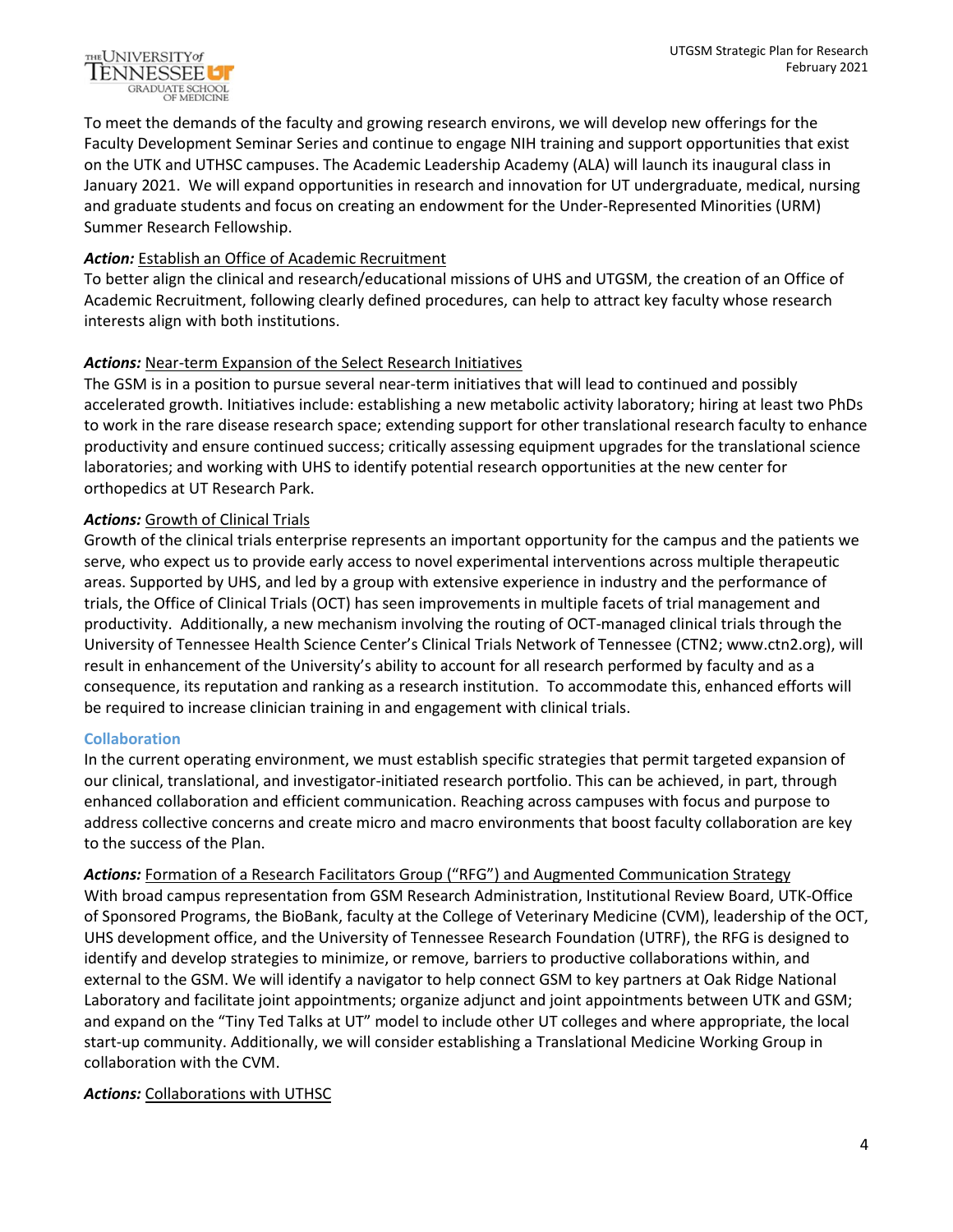To meet the demands of the faculty and growing research environs, we will develop new offerings for the Faculty Development Seminar Series and continue to engage NIH training and support opportunities that exist on the UTK and UTHSC campuses. The Academic Leadership Academy (ALA) will launch its inaugural class in January 2021. We will expand opportunities in research and innovation for UT undergraduate, medical, nursing and graduate students and focus on creating an endowment for the Under-Represented Minorities (URM) Summer Research Fellowship.

***Action:*** Establish an Office of Academic Recruitment

To better align the clinical and research/educational missions of UHS and UTGSM, the creation of an Office of Academic Recruitment, following clearly defined procedures, can help to attract key faculty whose research interests align with both institutions.

***Actions:*** Near-term Expansion of the Select Research Initiatives

The GSM is in a position to pursue several near-term initiatives that will lead to continued and possibly accelerated growth. Initiatives include: establishing a new metabolic activity laboratory; hiring at least two PhDs to work in the rare disease research space; extending support for other translational research faculty to enhance productivity and ensure continued success; critically assessing equipment upgrades for the translational science laboratories; and working with UHS to identify potential research opportunities at the new center for orthopedics at UT Research Park.

***Actions:*** Growth of Clinical Trials

Growth of the clinical trials enterprise represents an important opportunity for the campus and the patients we serve, who expect us to provide early access to novel experimental interventions across multiple therapeutic areas. Supported by UHS, and led by a group with extensive experience in industry and the performance of trials, the Office of Clinical Trials (OCT) has seen improvements in multiple facets of trial management and productivity. Additionally, a new mechanism involving the routing of OCT-managed clinical trials through the University of Tennessee Health Science Center's Clinical Trials Network of Tennessee (CTN2; www.ctn2.org), will result in enhancement of the University's ability to account for all research performed by faculty and as a consequence, its reputation and ranking as a research institution. To accommodate this, enhanced efforts will be required to increase clinician training in and engagement with clinical trials.

### Collaboration

In the current operating environment, we must establish specific strategies that permit targeted expansion of our clinical, translational, and investigator-initiated research portfolio. This can be achieved, in part, through enhanced collaboration and efficient communication. Reaching across campuses with focus and purpose to address collective concerns and create micro and macro environments that boost faculty collaboration are key to the success of the Plan.

***Actions:*** Formation of a Research Facilitators Group ("RFG") and Augmented Communication Strategy

With broad campus representation from GSM Research Administration, Institutional Review Board, UTK-Office of Sponsored Programs, the BioBank, faculty at the College of Veterinary Medicine (CVM), leadership of the OCT, UHS development office, and the University of Tennessee Research Foundation (UTRF), the RFG is designed to identify and develop strategies to minimize, or remove, barriers to productive collaborations within, and external to the GSM. We will identify a navigator to help connect GSM to key partners at Oak Ridge National Laboratory and facilitate joint appointments; organize adjunct and joint appointments between UTK and GSM; and expand on the "Tiny Ted Talks at UT" model to include other UT colleges and where appropriate, the local start-up community. Additionally, we will consider establishing a Translational Medicine Working Group in collaboration with the CVM.

***Actions:*** Collaborations with UTHSC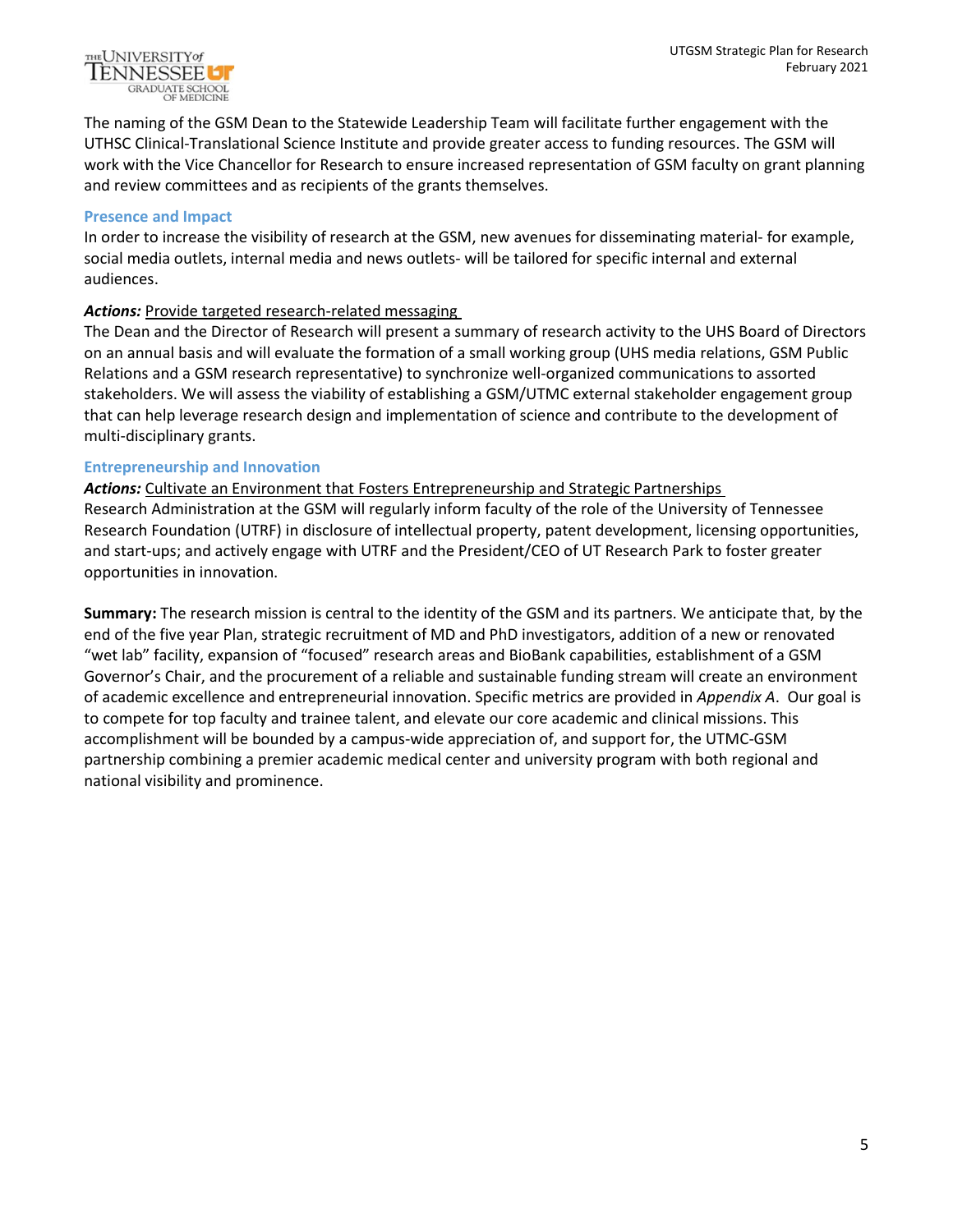The naming of the GSM Dean to the Statewide Leadership Team will facilitate further engagement with the UTHSC Clinical-Translational Science Institute and provide greater access to funding resources. The GSM will work with the Vice Chancellor for Research to ensure increased representation of GSM faculty on grant planning and review committees and as recipients of the grants themselves.

### Presence and Impact

In order to increase the visibility of research at the GSM, new avenues for disseminating material- for example, social media outlets, internal media and news outlets- will be tailored for specific internal and external audiences.

***Actions:*** Provide targeted research-related messaging

The Dean and the Director of Research will present a summary of research activity to the UHS Board of Directors on an annual basis and will evaluate the formation of a small working group (UHS media relations, GSM Public Relations and a GSM research representative) to synchronize well-organized communications to assorted stakeholders. We will assess the viability of establishing a GSM/UTMC external stakeholder engagement group that can help leverage research design and implementation of science and contribute to the development of multi-disciplinary grants.

### Entrepreneurship and Innovation

***Actions:*** Cultivate an Environment that Fosters Entrepreneurship and Strategic Partnerships

Research Administration at the GSM will regularly inform faculty of the role of the University of Tennessee Research Foundation (UTRF) in disclosure of intellectual property, patent development, licensing opportunities, and start-ups; and actively engage with UTRF and the President/CEO of UT Research Park to foster greater opportunities in innovation.

**Summary:** The research mission is central to the identity of the GSM and its partners. We anticipate that, by the end of the five year Plan, strategic recruitment of MD and PhD investigators, addition of a new or renovated "wet lab" facility, expansion of "focused" research areas and BioBank capabilities, establishment of a GSM Governor's Chair, and the procurement of a reliable and sustainable funding stream will create an environment of academic excellence and entrepreneurial innovation. Specific metrics are provided in *Appendix A*. Our goal is to compete for top faculty and trainee talent, and elevate our core academic and clinical missions. This accomplishment will be bounded by a campus-wide appreciation of, and support for, the UTMC-GSM partnership combining a premier academic medical center and university program with both regional and national visibility and prominence.